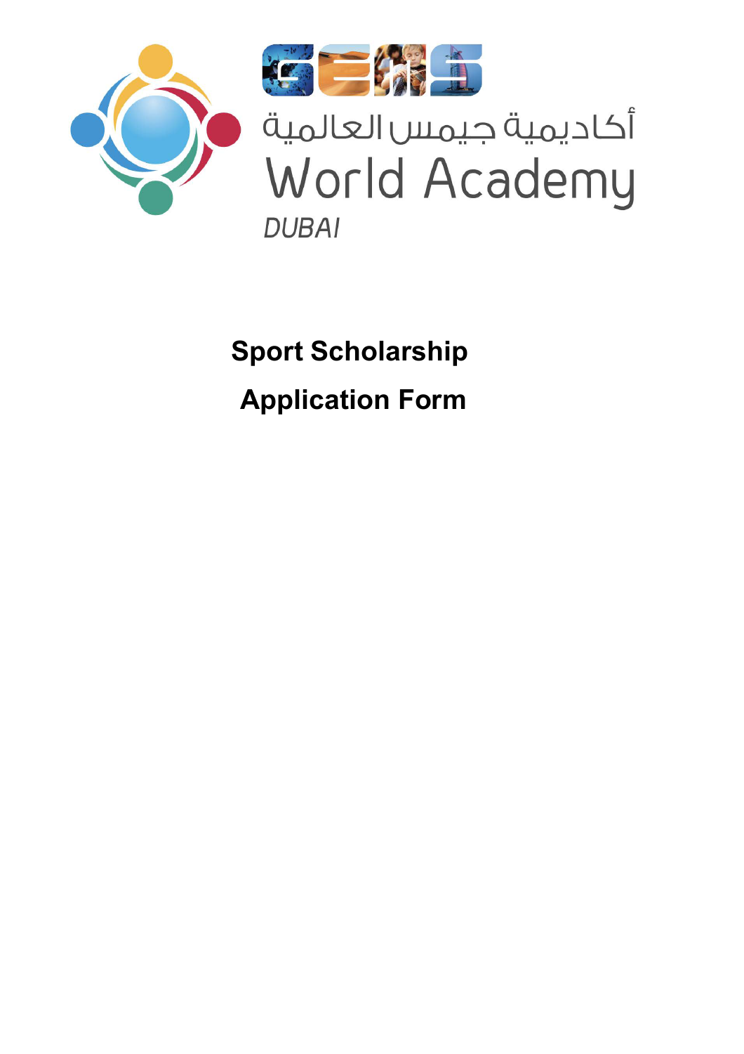أكاديمية جيمس العالمية

World Academy

*DUBAI*

# Sport Scholarship

# Application Form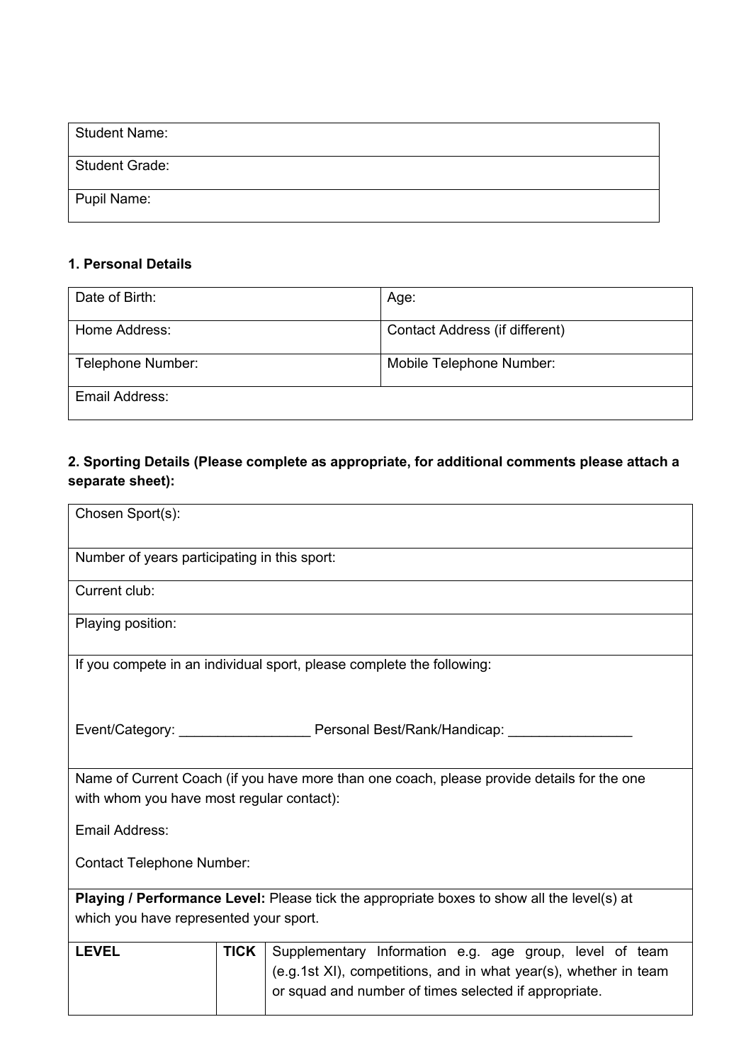| Student Name: |
|---|
| Student Grade: |
| Pupil Name: |

**1. Personal Details**

| Date of Birth: | Age: |
|---|---|
| Home Address: | Contact Address (if different) |
| Telephone Number: | Mobile Telephone Number: |
| Email Address: | |

**2. Sporting Details (Please complete as appropriate, for additional comments please attach a separate sheet):**

| Chosen Sport(s): | | |
|---|---|---|
| Number of years participating in this sport: | | |
| Current club: | | |
| Playing position: | | |
| If you compete in an individual sport, please complete the following:<br><br>Event/Category: _________________ Personal Best/Rank/Handicap: ________________ | | |
| Name of Current Coach (if you have more than one coach, please provide details for the one with whom you have most regular contact):<br><br>Email Address:<br><br>Contact Telephone Number: | | |
| **Playing / Performance Level:** Please tick the appropriate boxes to show all the level(s) at which you have represented your sport. | | |
| **LEVEL** | **TICK** | Supplementary Information e.g. age group, level of team (e.g.1st XI), competitions, and in what year(s), whether in team or squad and number of times selected if appropriate. |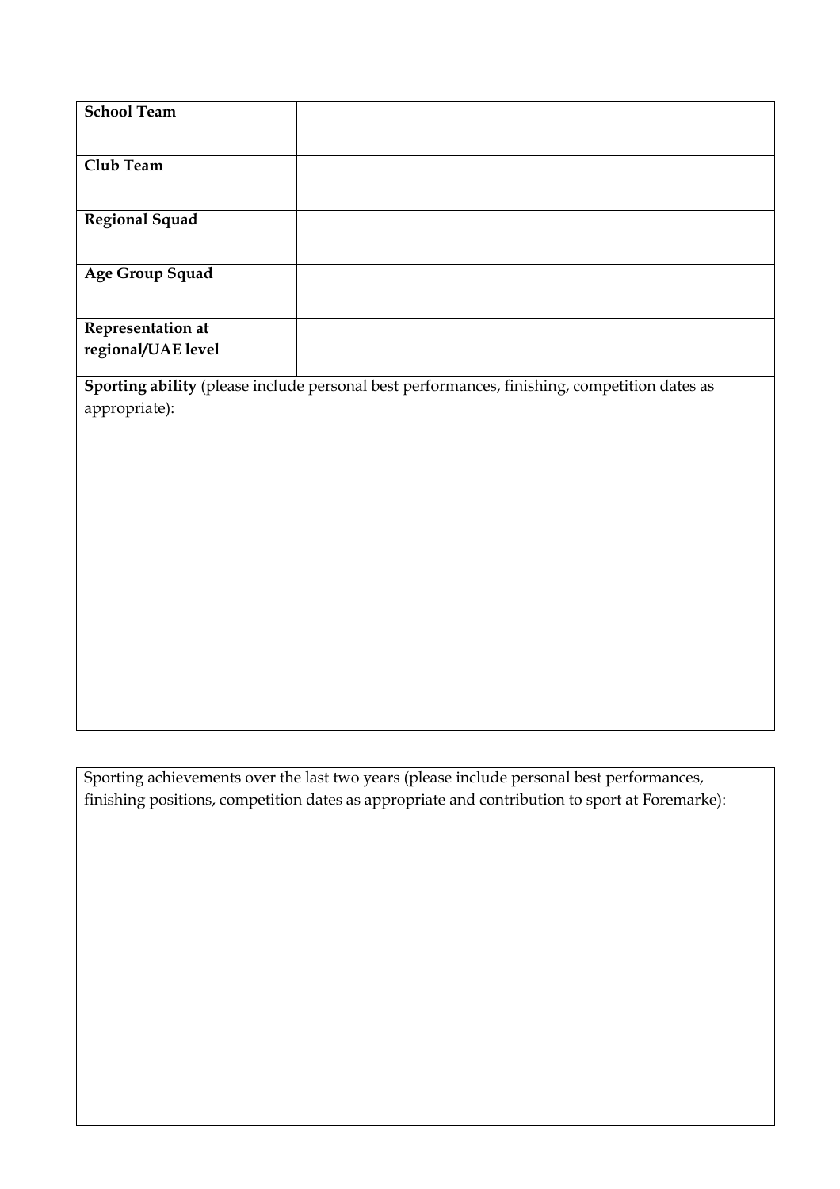| **School Team** | | |
|---|---|---|
| **Club Team** | | |
| **Regional Squad** | | |
| **Age Group Squad** | | |
| **Representation at regional/UAE level** | | |

**Sporting ability** (please include personal best performances, finishing, competition dates as appropriate):

Sporting achievements over the last two years (please include personal best performances, finishing positions, competition dates as appropriate and contribution to sport at Foremarke):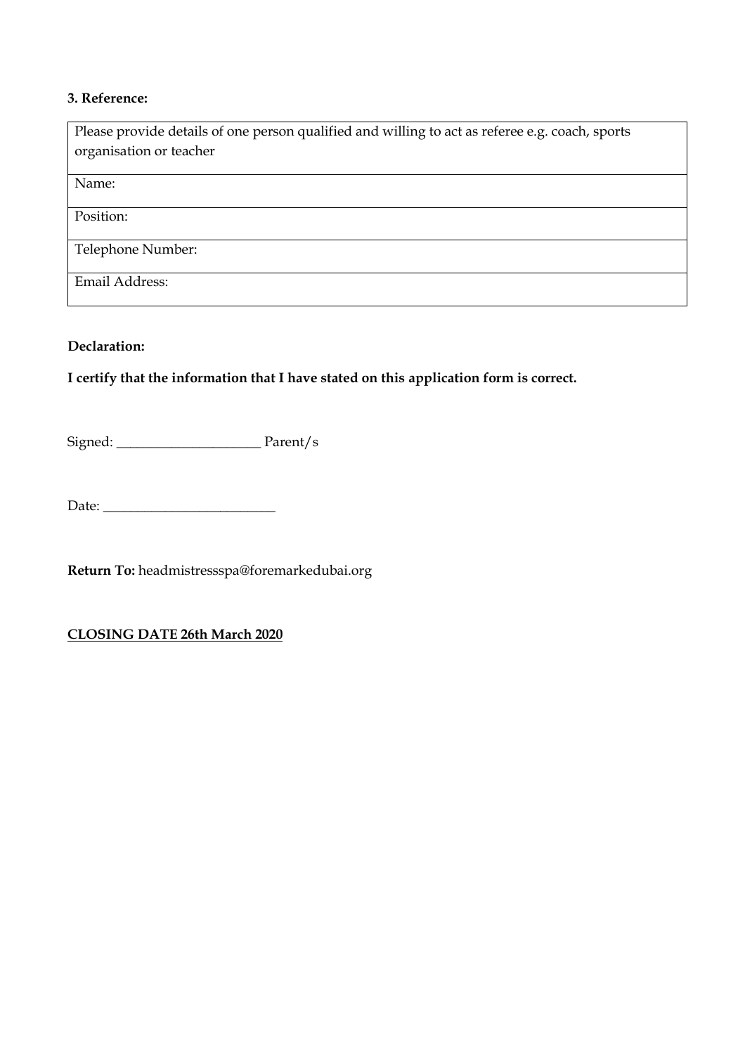**3. Reference:**

| |
|---|
| Please provide details of one person qualified and willing to act as referee e.g. coach, sports organisation or teacher |
| Name: |
| Position: |
| Telephone Number: |
| Email Address: |

**Declaration:**

**I certify that the information that I have stated on this application form is correct.**

Signed: _____________________ Parent/s

Date: _________________________

**Return To:** headmistressspa@foremarkedubai.org

**<u>CLOSING DATE 26th March 2020</u>**